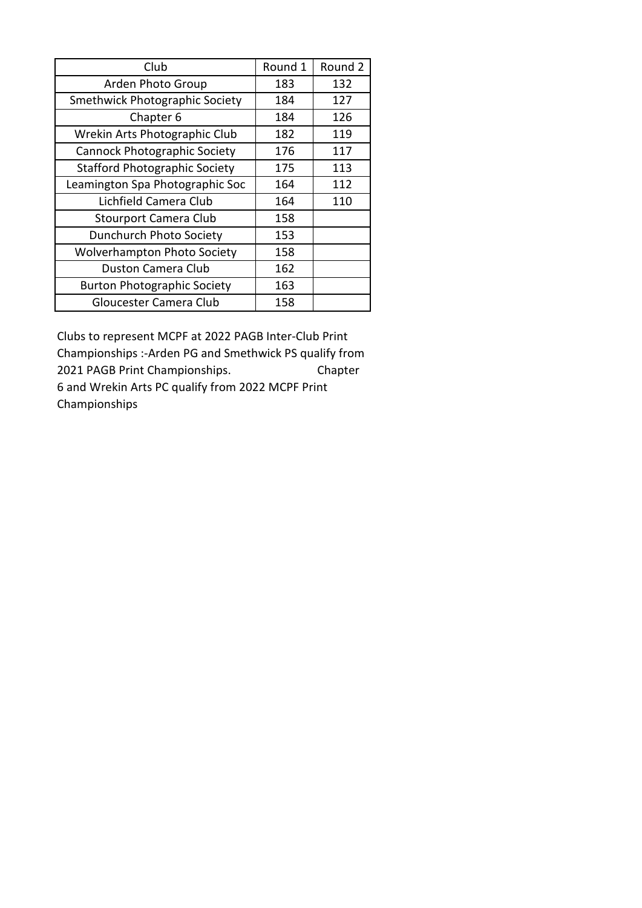| Club | Round 1 | Round 2 |
|---|---|---|
| Arden Photo Group | 183 | 132 |
| Smethwick Photographic Society | 184 | 127 |
| Chapter 6 | 184 | 126 |
| Wrekin Arts Photographic Club | 182 | 119 |
| Cannock Photographic Society | 176 | 117 |
| Stafford Photographic Society | 175 | 113 |
| Leamington Spa Photographic Soc | 164 | 112 |
| Lichfield Camera Club | 164 | 110 |
| Stourport Camera Club | 158 | |
| Dunchurch Photo Society | 153 | |
| Wolverhampton Photo Society | 158 | |
| Duston Camera Club | 162 | |
| Burton Photographic Society | 163 | |
| Gloucester Camera Club | 158 | |

Clubs to represent MCPF at 2022 PAGB Inter-Club Print Championships :-Arden PG and Smethwick PS qualify from 2021 PAGB Print Championships. Chapter 6 and Wrekin Arts PC qualify from 2022 MCPF Print Championships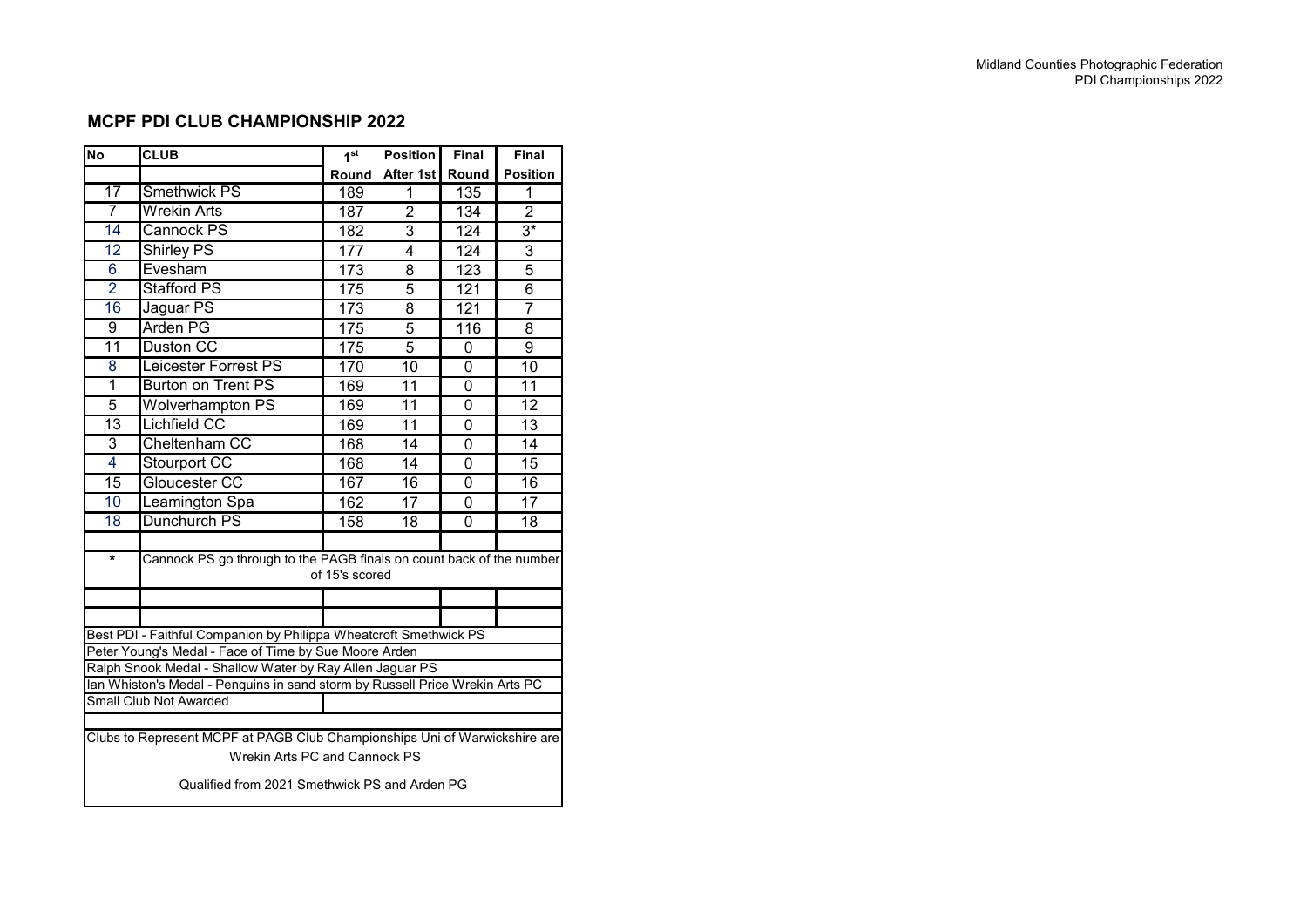## MCPF PDI CLUB CHAMPIONSHIP 2022

| No | CLUB | 1st Round | Position After 1st | Final Round | Final Position |
|---|---|---|---|---|---|
| 17 | Smethwick PS | 189 | 1 | 135 | 1 |
| 7 | Wrekin Arts | 187 | 2 | 134 | 2 |
| 14 | Cannock PS | 182 | 3 | 124 | 3* |
| 12 | Shirley PS | 177 | 4 | 124 | 3 |
| 6 | Evesham | 173 | 8 | 123 | 5 |
| 2 | Stafford PS | 175 | 5 | 121 | 6 |
| 16 | Jaguar PS | 173 | 8 | 121 | 7 |
| 9 | Arden PG | 175 | 5 | 116 | 8 |
| 11 | Duston CC | 175 | 5 | 0 | 9 |
| 8 | Leicester Forrest PS | 170 | 10 | 0 | 10 |
| 1 | Burton on Trent PS | 169 | 11 | 0 | 11 |
| 5 | Wolverhampton PS | 169 | 11 | 0 | 12 |
| 13 | Lichfield CC | 169 | 11 | 0 | 13 |
| 3 | Cheltenham CC | 168 | 14 | 0 | 14 |
| 4 | Stourport CC | 168 | 14 | 0 | 15 |
| 15 | Gloucester CC | 167 | 16 | 0 | 16 |
| 10 | Leamington Spa | 162 | 17 | 0 | 17 |
| 18 | Dunchurch PS | 158 | 18 | 0 | 18 |

\* Cannock PS go through to the PAGB finals on count back of the number of 15's scored

Best PDI - Faithful Companion by Philippa Wheatcroft Smethwick PS

Peter Young's Medal - Face of Time by Sue Moore Arden

Ralph Snook Medal - Shallow Water by Ray Allen Jaguar PS

Ian Whiston's Medal - Penguins in sand storm by Russell Price Wrekin Arts PC

Small Club Not Awarded

Clubs to Represent MCPF at PAGB Club Championships Uni of Warwickshire are

Wrekin Arts PC and Cannock PS

Qualified from 2021 Smethwick PS and Arden PG